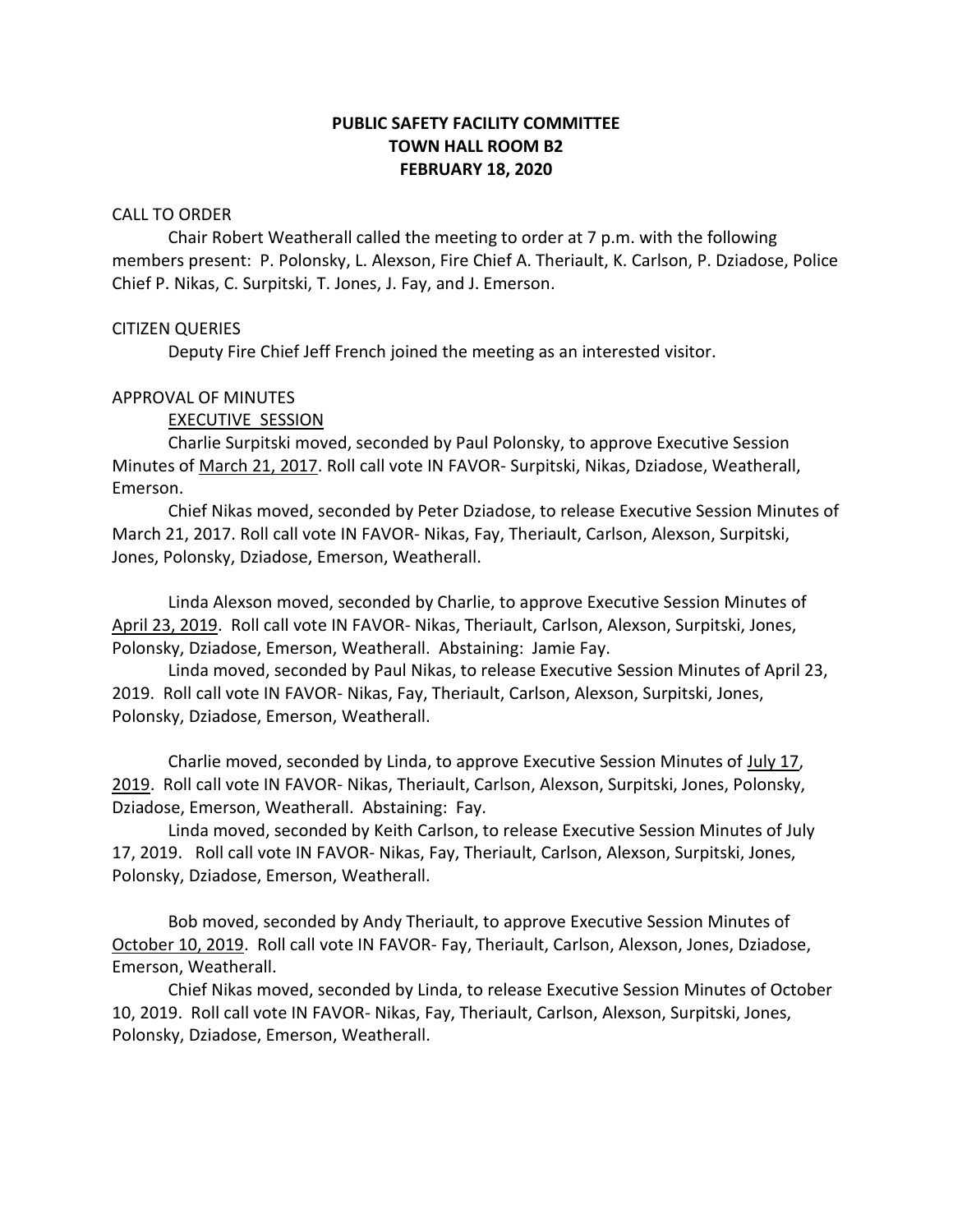# PUBLIC SAFETY FACILITY COMMITTEE
# TOWN HALL ROOM B2
# FEBRUARY 18, 2020

CALL TO ORDER

Chair Robert Weatherall called the meeting to order at 7 p.m. with the following members present: P. Polonsky, L. Alexson, Fire Chief A. Theriault, K. Carlson, P. Dziadose, Police Chief P. Nikas, C. Surpitski, T. Jones, J. Fay, and J. Emerson.

CITIZEN QUERIES

Deputy Fire Chief Jeff French joined the meeting as an interested visitor.

APPROVAL OF MINUTES

<u>EXECUTIVE SESSION</u>

Charlie Surpitski moved, seconded by Paul Polonsky, to approve Executive Session Minutes of <u>March 21, 2017</u>. Roll call vote IN FAVOR- Surpitski, Nikas, Dziadose, Weatherall, Emerson.

Chief Nikas moved, seconded by Peter Dziadose, to release Executive Session Minutes of March 21, 2017. Roll call vote IN FAVOR- Nikas, Fay, Theriault, Carlson, Alexson, Surpitski, Jones, Polonsky, Dziadose, Emerson, Weatherall.

Linda Alexson moved, seconded by Charlie, to approve Executive Session Minutes of <u>April 23, 2019</u>. Roll call vote IN FAVOR- Nikas, Theriault, Carlson, Alexson, Surpitski, Jones, Polonsky, Dziadose, Emerson, Weatherall. Abstaining: Jamie Fay.

Linda moved, seconded by Paul Nikas, to release Executive Session Minutes of April 23, 2019. Roll call vote IN FAVOR- Nikas, Fay, Theriault, Carlson, Alexson, Surpitski, Jones, Polonsky, Dziadose, Emerson, Weatherall.

Charlie moved, seconded by Linda, to approve Executive Session Minutes of <u>July 17, 2019</u>. Roll call vote IN FAVOR- Nikas, Theriault, Carlson, Alexson, Surpitski, Jones, Polonsky, Dziadose, Emerson, Weatherall. Abstaining: Fay.

Linda moved, seconded by Keith Carlson, to release Executive Session Minutes of July 17, 2019. Roll call vote IN FAVOR- Nikas, Fay, Theriault, Carlson, Alexson, Surpitski, Jones, Polonsky, Dziadose, Emerson, Weatherall.

Bob moved, seconded by Andy Theriault, to approve Executive Session Minutes of <u>October 10, 2019</u>. Roll call vote IN FAVOR- Fay, Theriault, Carlson, Alexson, Jones, Dziadose, Emerson, Weatherall.

Chief Nikas moved, seconded by Linda, to release Executive Session Minutes of October 10, 2019. Roll call vote IN FAVOR- Nikas, Fay, Theriault, Carlson, Alexson, Surpitski, Jones, Polonsky, Dziadose, Emerson, Weatherall.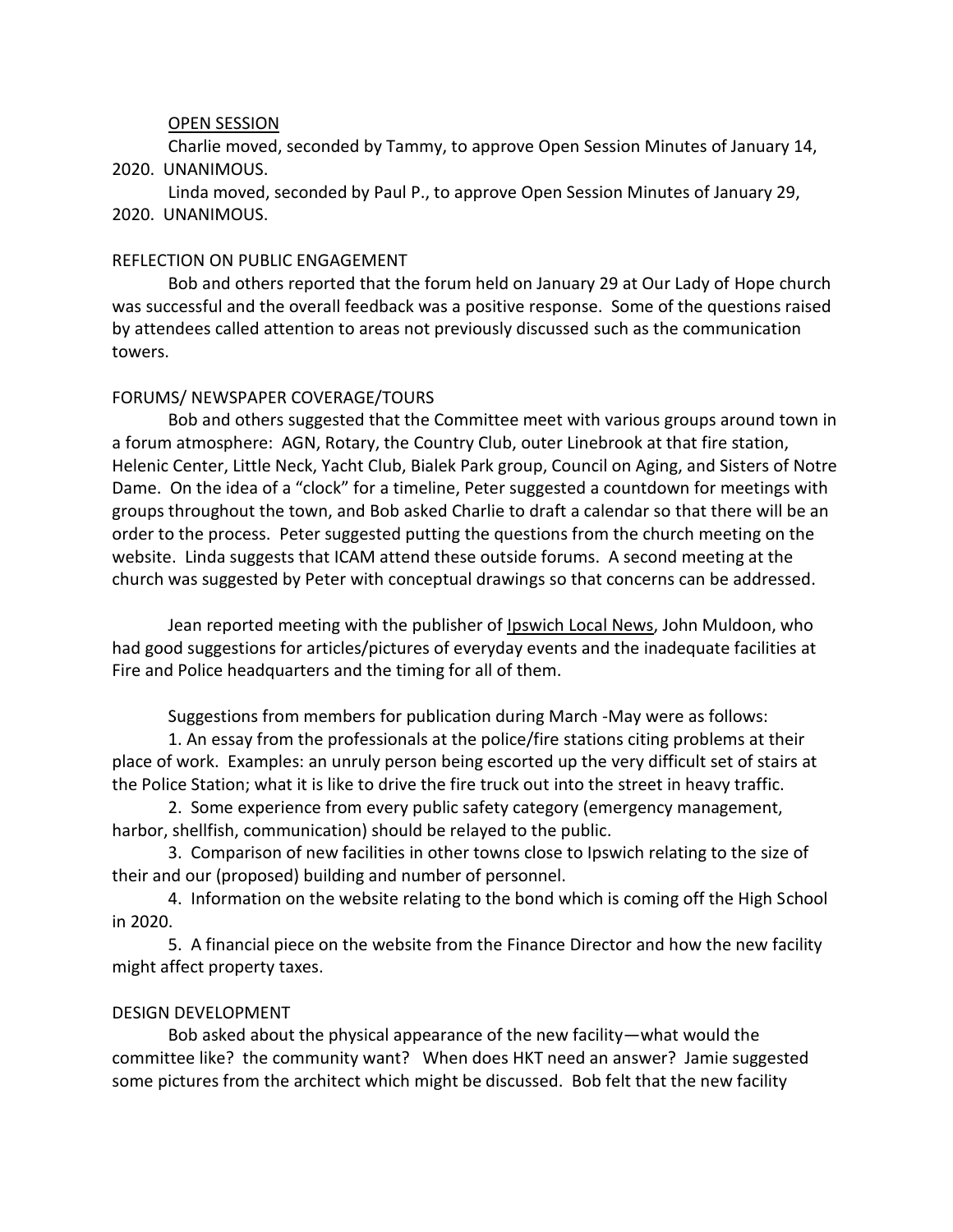OPEN SESSION

Charlie moved, seconded by Tammy, to approve Open Session Minutes of January 14, 2020. UNANIMOUS.

Linda moved, seconded by Paul P., to approve Open Session Minutes of January 29, 2020. UNANIMOUS.

REFLECTION ON PUBLIC ENGAGEMENT

Bob and others reported that the forum held on January 29 at Our Lady of Hope church was successful and the overall feedback was a positive response. Some of the questions raised by attendees called attention to areas not previously discussed such as the communication towers.

FORUMS/ NEWSPAPER COVERAGE/TOURS

Bob and others suggested that the Committee meet with various groups around town in a forum atmosphere: AGN, Rotary, the Country Club, outer Linebrook at that fire station, Helenic Center, Little Neck, Yacht Club, Bialek Park group, Council on Aging, and Sisters of Notre Dame. On the idea of a "clock" for a timeline, Peter suggested a countdown for meetings with groups throughout the town, and Bob asked Charlie to draft a calendar so that there will be an order to the process. Peter suggested putting the questions from the church meeting on the website. Linda suggests that ICAM attend these outside forums. A second meeting at the church was suggested by Peter with conceptual drawings so that concerns can be addressed.

Jean reported meeting with the publisher of Ipswich Local News, John Muldoon, who had good suggestions for articles/pictures of everyday events and the inadequate facilities at Fire and Police headquarters and the timing for all of them.

Suggestions from members for publication during March -May were as follows:

1. An essay from the professionals at the police/fire stations citing problems at their place of work. Examples: an unruly person being escorted up the very difficult set of stairs at the Police Station; what it is like to drive the fire truck out into the street in heavy traffic.
2. Some experience from every public safety category (emergency management, harbor, shellfish, communication) should be relayed to the public.
3. Comparison of new facilities in other towns close to Ipswich relating to the size of their and our (proposed) building and number of personnel.
4. Information on the website relating to the bond which is coming off the High School in 2020.
5. A financial piece on the website from the Finance Director and how the new facility might affect property taxes.

DESIGN DEVELOPMENT

Bob asked about the physical appearance of the new facility—what would the committee like? the community want? When does HKT need an answer? Jamie suggested some pictures from the architect which might be discussed. Bob felt that the new facility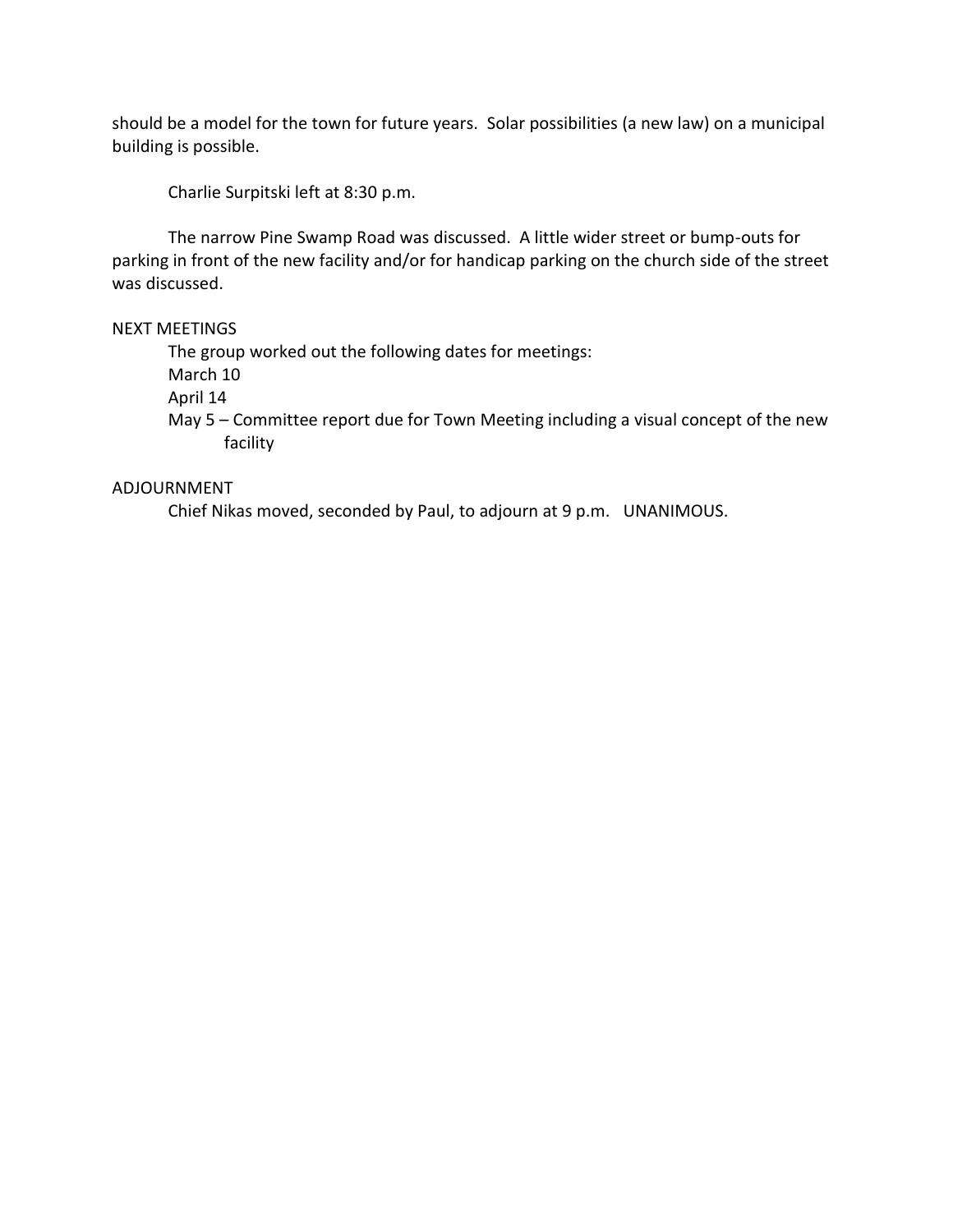should be a model for the town for future years. Solar possibilities (a new law) on a municipal building is possible.

Charlie Surpitski left at 8:30 p.m.

The narrow Pine Swamp Road was discussed. A little wider street or bump-outs for parking in front of the new facility and/or for handicap parking on the church side of the street was discussed.

NEXT MEETINGS

The group worked out the following dates for meetings:

March 10

April 14

May 5 – Committee report due for Town Meeting including a visual concept of the new facility

ADJOURNMENT

Chief Nikas moved, seconded by Paul, to adjourn at 9 p.m. UNANIMOUS.